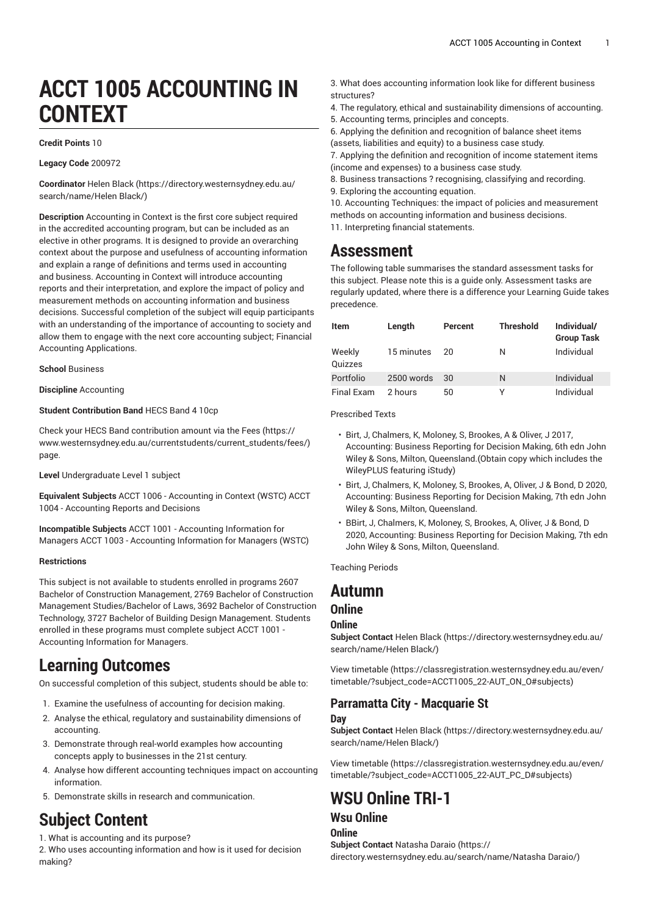# ACCT 1005 ACCOUNTING IN CONTEXT

**Credit Points** 10

**Legacy Code** 200972

**Coordinator** Helen Black (https://directory.westernsydney.edu.au/search/name/Helen Black/)

**Description** Accounting in Context is the first core subject required in the accredited accounting program, but can be included as an elective in other programs. It is designed to provide an overarching context about the purpose and usefulness of accounting information and explain a range of definitions and terms used in accounting and business. Accounting in Context will introduce accounting reports and their interpretation, and explore the impact of policy and measurement methods on accounting information and business decisions. Successful completion of the subject will equip participants with an understanding of the importance of accounting to society and allow them to engage with the next core accounting subject; Financial Accounting Applications.

**School** Business

**Discipline** Accounting

**Student Contribution Band** HECS Band 4 10cp

Check your HECS Band contribution amount via the Fees (https://www.westernsydney.edu.au/currentstudents/current_students/fees/) page.

**Level** Undergraduate Level 1 subject

**Equivalent Subjects** ACCT 1006 - Accounting in Context (WSTC) ACCT 1004 - Accounting Reports and Decisions

**Incompatible Subjects** ACCT 1001 - Accounting Information for Managers ACCT 1003 - Accounting Information for Managers (WSTC)

**Restrictions**

This subject is not available to students enrolled in programs 2607 Bachelor of Construction Management, 2769 Bachelor of Construction Management Studies/Bachelor of Laws, 3692 Bachelor of Construction Technology, 3727 Bachelor of Building Design Management. Students enrolled in these programs must complete subject ACCT 1001 - Accounting Information for Managers.

## Learning Outcomes

On successful completion of this subject, students should be able to:

1. Examine the usefulness of accounting for decision making.
2. Analyse the ethical, regulatory and sustainability dimensions of accounting.
3. Demonstrate through real-world examples how accounting concepts apply to businesses in the 21st century.
4. Analyse how different accounting techniques impact on accounting information.
5. Demonstrate skills in research and communication.

## Subject Content

1. What is accounting and its purpose?
2. Who uses accounting information and how is it used for decision making?
3. What does accounting information look like for different business structures?
4. The regulatory, ethical and sustainability dimensions of accounting.
5. Accounting terms, principles and concepts.
6. Applying the definition and recognition of balance sheet items (assets, liabilities and equity) to a business case study.
7. Applying the definition and recognition of income statement items (income and expenses) to a business case study.
8. Business transactions ? recognising, classifying and recording.
9. Exploring the accounting equation.
10. Accounting Techniques: the impact of policies and measurement methods on accounting information and business decisions.
11. Interpreting financial statements.

## Assessment

The following table summarises the standard assessment tasks for this subject. Please note this is a guide only. Assessment tasks are regularly updated, where there is a difference your Learning Guide takes precedence.

| Item | Length | Percent | Threshold | Individual/ Group Task |
|---|---|---|---|---|
| Weekly Quizzes | 15 minutes | 20 | N | Individual |
| Portfolio | 2500 words | 30 | N | Individual |
| Final Exam | 2 hours | 50 | Y | Individual |

Prescribed Texts

- Birt, J, Chalmers, K, Moloney, S, Brookes, A & Oliver, J 2017, Accounting: Business Reporting for Decision Making, 6th edn John Wiley & Sons, Milton, Queensland.(Obtain copy which includes the WileyPLUS featuring iStudy)
- Birt, J, Chalmers, K, Moloney, S, Brookes, A, Oliver, J & Bond, D 2020, Accounting: Business Reporting for Decision Making, 7th edn John Wiley & Sons, Milton, Queensland.
- BBirt, J, Chalmers, K, Moloney, S, Brookes, A, Oliver, J & Bond, D 2020, Accounting: Business Reporting for Decision Making, 7th edn John Wiley & Sons, Milton, Queensland.

Teaching Periods

# Autumn

## Online

### Online

**Subject Contact** Helen Black (https://directory.westernsydney.edu.au/search/name/Helen Black/)

View timetable (https://classregistration.westernsydney.edu.au/even/timetable/?subject_code=ACCT1005_22-AUT_ON_O#subjects)

## Parramatta City - Macquarie St

### Day

**Subject Contact** Helen Black (https://directory.westernsydney.edu.au/search/name/Helen Black/)

View timetable (https://classregistration.westernsydney.edu.au/even/timetable/?subject_code=ACCT1005_22-AUT_PC_D#subjects)

# WSU Online TRI-1

## Wsu Online

### Online

**Subject Contact** Natasha Daraio (https://directory.westernsydney.edu.au/search/name/Natasha Daraio/)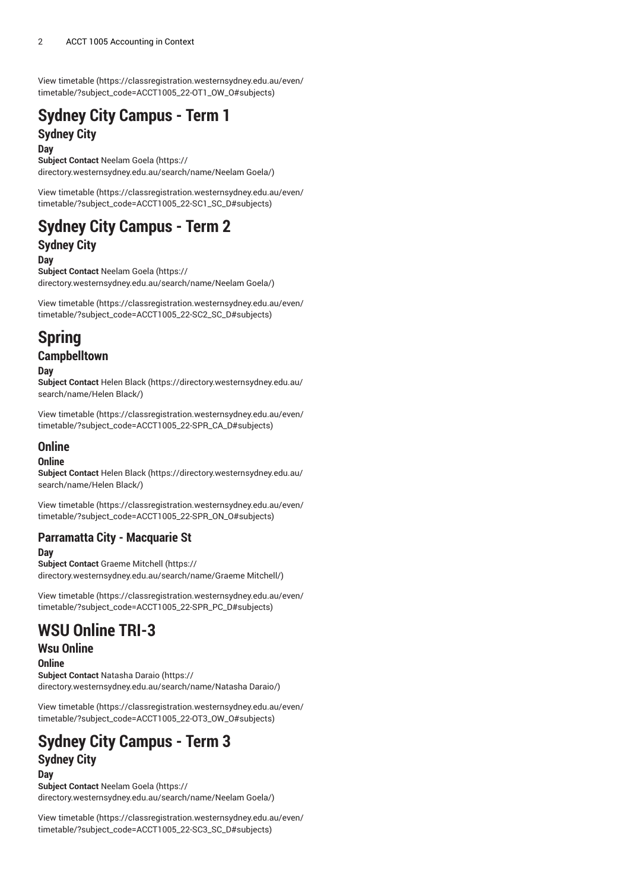View timetable (https://classregistration.westernsydney.edu.au/even/timetable/?subject_code=ACCT1005_22-OT1_OW_O#subjects)

# Sydney City Campus - Term 1

## Sydney City

### Day

**Subject Contact** Neelam Goela (https://directory.westernsydney.edu.au/search/name/Neelam Goela/)

View timetable (https://classregistration.westernsydney.edu.au/even/timetable/?subject_code=ACCT1005_22-SC1_SC_D#subjects)

# Sydney City Campus - Term 2

## Sydney City

### Day

**Subject Contact** Neelam Goela (https://directory.westernsydney.edu.au/search/name/Neelam Goela/)

View timetable (https://classregistration.westernsydney.edu.au/even/timetable/?subject_code=ACCT1005_22-SC2_SC_D#subjects)

# Spring

## Campbelltown

### Day

**Subject Contact** Helen Black (https://directory.westernsydney.edu.au/search/name/Helen Black/)

View timetable (https://classregistration.westernsydney.edu.au/even/timetable/?subject_code=ACCT1005_22-SPR_CA_D#subjects)

## Online

### Online

**Subject Contact** Helen Black (https://directory.westernsydney.edu.au/search/name/Helen Black/)

View timetable (https://classregistration.westernsydney.edu.au/even/timetable/?subject_code=ACCT1005_22-SPR_ON_O#subjects)

## Parramatta City - Macquarie St

### Day

**Subject Contact** Graeme Mitchell (https://directory.westernsydney.edu.au/search/name/Graeme Mitchell/)

View timetable (https://classregistration.westernsydney.edu.au/even/timetable/?subject_code=ACCT1005_22-SPR_PC_D#subjects)

# WSU Online TRI-3

## Wsu Online

### Online

**Subject Contact** Natasha Daraio (https://directory.westernsydney.edu.au/search/name/Natasha Daraio/)

View timetable (https://classregistration.westernsydney.edu.au/even/timetable/?subject_code=ACCT1005_22-OT3_OW_O#subjects)

# Sydney City Campus - Term 3

## Sydney City

### Day

**Subject Contact** Neelam Goela (https://directory.westernsydney.edu.au/search/name/Neelam Goela/)

View timetable (https://classregistration.westernsydney.edu.au/even/timetable/?subject_code=ACCT1005_22-SC3_SC_D#subjects)